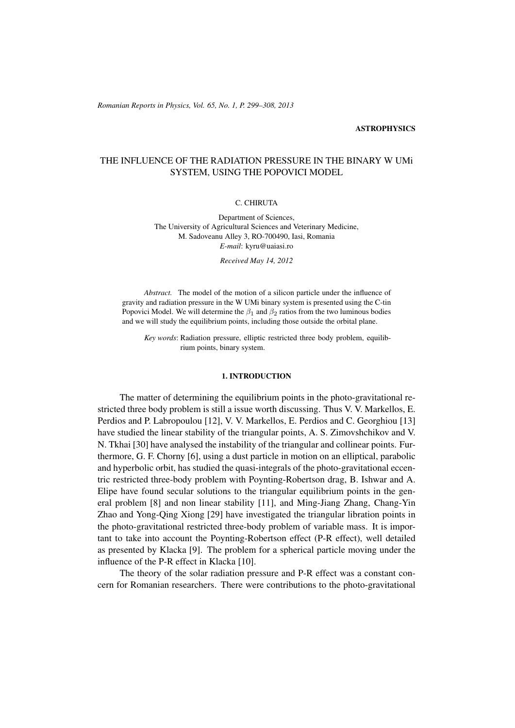**ASTROPHYSICS**

# THE INFLUENCE OF THE RADIATION PRESSURE IN THE BINARY W UMi SYSTEM, USING THE POPOVICI MODEL

C. CHIRUTA

Department of Sciences,
The University of Agricultural Sciences and Veterinary Medicine,
M. Sadoveanu Alley 3, RO-700490, Iasi, Romania
*E-mail*: kyru@uaiasi.ro

*Received May 14, 2012*

*Abstract.* The model of the motion of a silicon particle under the influence of gravity and radiation pressure in the W UMi binary system is presented using the C-tin Popovici Model. We will determine the $\beta_1$ and $\beta_2$ ratios from the two luminous bodies and we will study the equilibrium points, including those outside the orbital plane.

*Key words*: Radiation pressure, elliptic restricted three body problem, equilibrium points, binary system.

## 1. INTRODUCTION

The matter of determining the equilibrium points in the photo-gravitational restricted three body problem is still a issue worth discussing. Thus V. V. Markellos, E. Perdios and P. Labropoulou [12], V. V. Markellos, E. Perdios and C. Georghiou [13] have studied the linear stability of the triangular points, A. S. Zimovshchikov and V. N. Tkhai [30] have analysed the instability of the triangular and collinear points. Furthermore, G. F. Chorny [6], using a dust particle in motion on an elliptical, parabolic and hyperbolic orbit, has studied the quasi-integrals of the photo-gravitational eccentric restricted three-body problem with Poynting-Robertson drag, B. Ishwar and A. Elipe have found secular solutions to the triangular equilibrium points in the general problem [8] and non linear stability [11], and Ming-Jiang Zhang, Chang-Yin Zhao and Yong-Qing Xiong [29] have investigated the triangular libration points in the photo-gravitational restricted three-body problem of variable mass. It is important to take into account the Poynting-Robertson effect (P-R effect), well detailed as presented by Klacka [9]. The problem for a spherical particle moving under the influence of the P-R effect in Klacka [10].

The theory of the solar radiation pressure and P-R effect was a constant concern for Romanian researchers. There were contributions to the photo-gravitational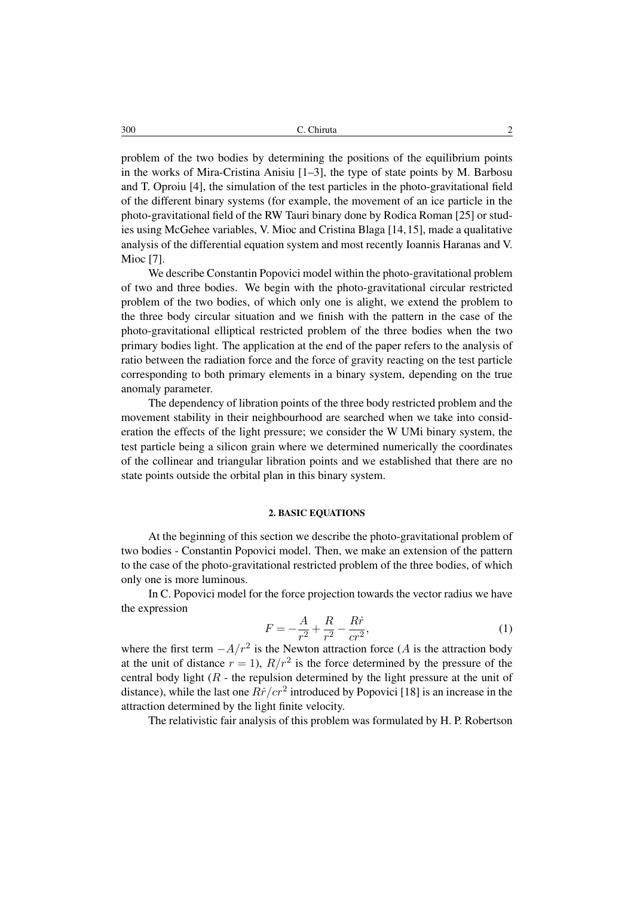problem of the two bodies by determining the positions of the equilibrium points in the works of Mira-Cristina Anisiu [1–3], the type of state points by M. Barbosu and T. Oproiu [4], the simulation of the test particles in the photo-gravitational field of the different binary systems (for example, the movement of an ice particle in the photo-gravitational field of the RW Tauri binary done by Rodica Roman [25] or studies using McGehee variables, V. Mioc and Cristina Blaga [14, 15], made a qualitative analysis of the differential equation system and most recently Ioannis Haranas and V. Mioc [7].

We describe Constantin Popovici model within the photo-gravitational problem of two and three bodies. We begin with the photo-gravitational circular restricted problem of the two bodies, of which only one is alight, we extend the problem to the three body circular situation and we finish with the pattern in the case of the photo-gravitational elliptical restricted problem of the three bodies when the two primary bodies light. The application at the end of the paper refers to the analysis of ratio between the radiation force and the force of gravity reacting on the test particle corresponding to both primary elements in a binary system, depending on the true anomaly parameter.

The dependency of libration points of the three body restricted problem and the movement stability in their neighbourhood are searched when we take into consideration the effects of the light pressure; we consider the W UMi binary system, the test particle being a silicon grain where we determined numerically the coordinates of the collinear and triangular libration points and we established that there are no state points outside the orbital plan in this binary system.

## 2. BASIC EQUATIONS

At the beginning of this section we describe the photo-gravitational problem of two bodies - Constantin Popovici model. Then, we make an extension of the pattern to the case of the photo-gravitational restricted problem of the three bodies, of which only one is more luminous.

In C. Popovici model for the force projection towards the vector radius we have the expression

$$F = -\frac{A}{r^2} + \frac{R}{r^2} - \frac{R\dot{r}}{cr^2}, \tag{1}$$

where the first term $-A/r^2$ is the Newton attraction force ($A$ is the attraction body at the unit of distance $r = 1$), $R/r^2$ is the force determined by the pressure of the central body light ($R$ - the repulsion determined by the light pressure at the unit of distance), while the last one $R\dot{r}/cr^2$ introduced by Popovici [18] is an increase in the attraction determined by the light finite velocity.

The relativistic fair analysis of this problem was formulated by H. P. Robertson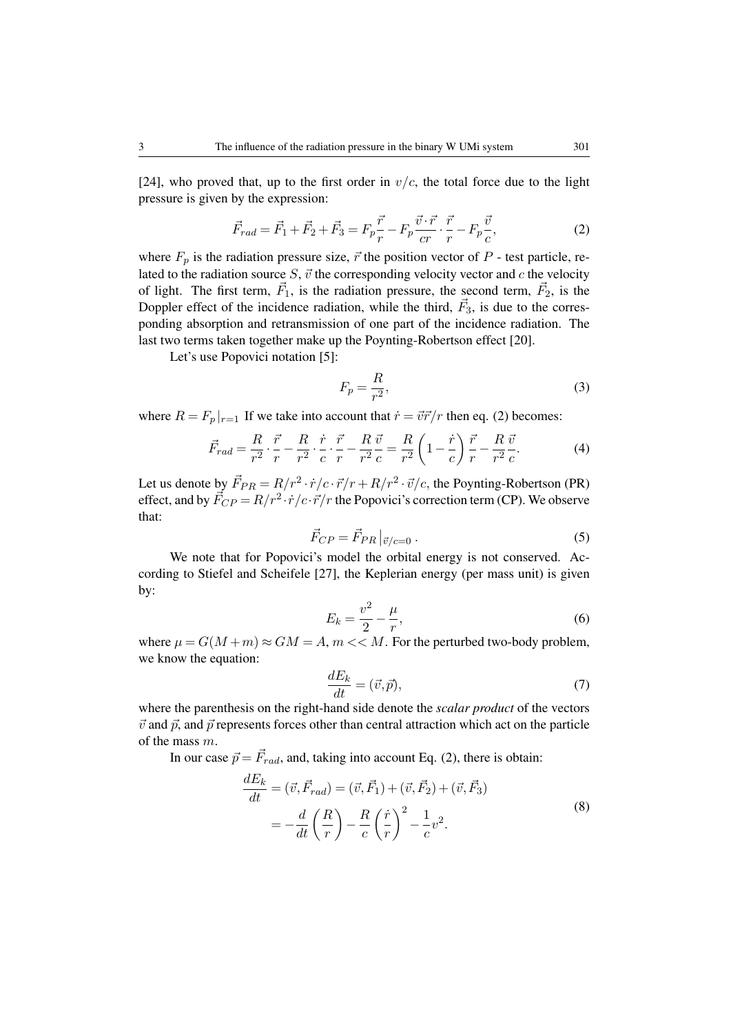[24], who proved that, up to the first order in $v/c$, the total force due to the light pressure is given by the expression:

$$\vec{F}_{rad} = \vec{F}_1 + \vec{F}_2 + \vec{F}_3 = F_p \frac{\vec{r}}{r} - F_p \frac{\vec{v} \cdot \vec{r}}{cr} \cdot \frac{\vec{r}}{r} - F_p \frac{\vec{v}}{c}, \tag{2}$$

where $F_p$ is the radiation pressure size, $\vec{r}$ the position vector of $P$ - test particle, related to the radiation source $S$, $\vec{v}$ the corresponding velocity vector and $c$ the velocity of light. The first term, $\vec{F}_1$, is the radiation pressure, the second term, $\vec{F}_2$, is the Doppler effect of the incidence radiation, while the third, $\vec{F}_3$, is due to the corresponding absorption and retransmission of one part of the incidence radiation. The last two terms taken together make up the Poynting-Robertson effect [20].

Let's use Popovici notation [5]:

$$F_p = \frac{R}{r^2}, \tag{3}$$

where $R = F_p|_{r=1}$ If we take into account that $\dot{r} = \vec{v}\vec{r}/r$ then eq. (2) becomes:

$$\vec{F}_{rad} = \frac{R}{r^2} \cdot \frac{\vec{r}}{r} - \frac{R}{r^2} \cdot \frac{\dot{r}}{c} \cdot \frac{\vec{r}}{r} - \frac{R}{r^2}\frac{\vec{v}}{c} = \frac{R}{r^2}\left(1 - \frac{\dot{r}}{c}\right)\frac{\vec{r}}{r} - \frac{R}{r^2}\frac{\vec{v}}{c}. \tag{4}$$

Let us denote by $\vec{F}_{PR} = R/r^2 \cdot \dot{r}/c \cdot \vec{r}/r + R/r^2 \cdot \vec{v}/c$, the Poynting-Robertson (PR) effect, and by $\vec{F}_{CP} = R/r^2 \cdot \dot{r}/c \cdot \vec{r}/r$ the Popovici's correction term (CP). We observe that:

$$\vec{F}_{CP} = \vec{F}_{PR}\,|_{\vec{v}/c=0}\,. \tag{5}$$

We note that for Popovici's model the orbital energy is not conserved. According to Stiefel and Scheifele [27], the Keplerian energy (per mass unit) is given by:

$$E_k = \frac{v^2}{2} - \frac{\mu}{r}, \tag{6}$$

where $\mu = G(M+m) \approx GM = A$, $m << M$. For the perturbed two-body problem, we know the equation:

$$\frac{dE_k}{dt} = (\vec{v}, \vec{p}), \tag{7}$$

where the parenthesis on the right-hand side denote the *scalar product* of the vectors $\vec{v}$ and $\vec{p}$, and $\vec{p}$ represents forces other than central attraction which act on the particle of the mass $m$.

In our case $\vec{p} = \vec{F}_{rad}$, and, taking into account Eq. (2), there is obtain:

$$\begin{aligned} \frac{dE_k}{dt} &= (\vec{v}, \vec{F}_{rad}) = (\vec{v}, \vec{F}_1) + (\vec{v}, \vec{F}_2) + (\vec{v}, \vec{F}_3) \\ &= -\frac{d}{dt}\left(\frac{R}{r}\right) - \frac{R}{c}\left(\frac{\dot{r}}{r}\right)^2 - \frac{1}{c}v^2. \end{aligned} \tag{8}$$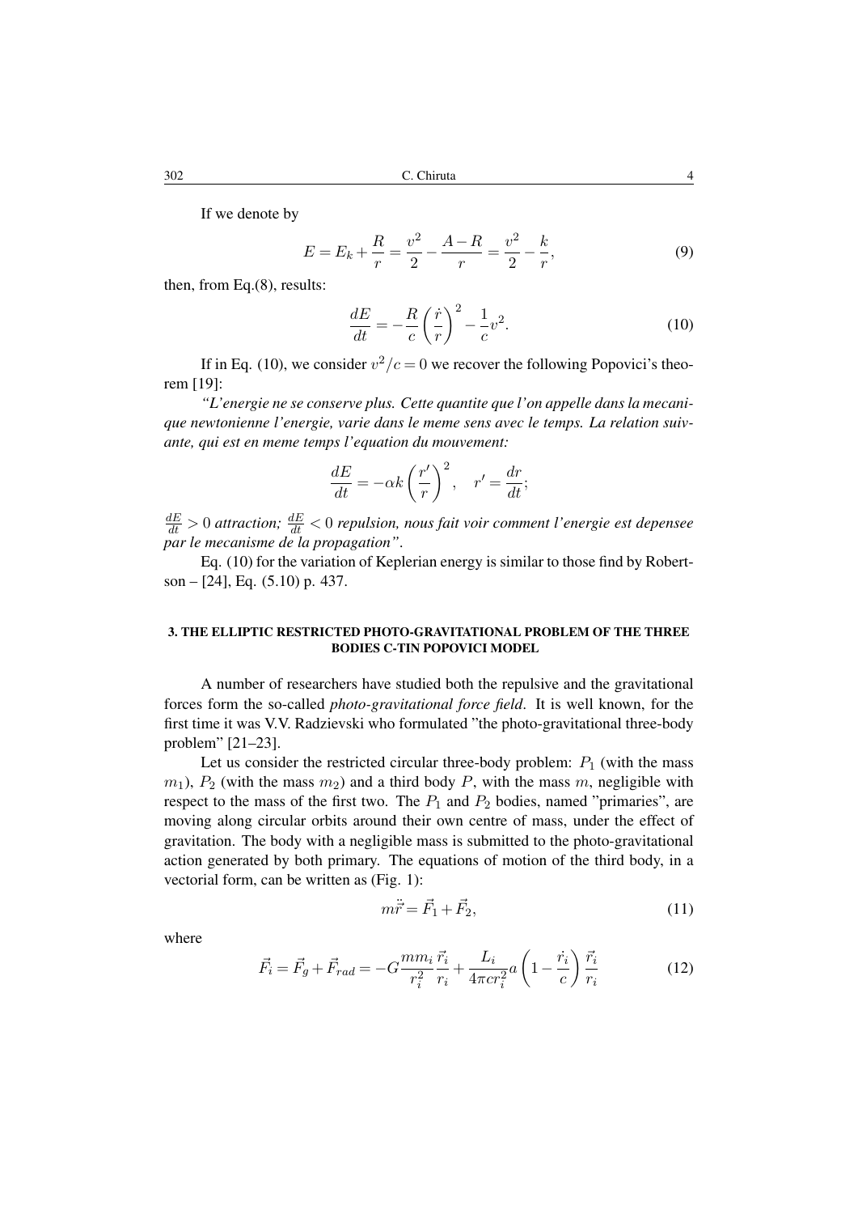If we denote by

$$E = E_k + \frac{R}{r} = \frac{v^2}{2} - \frac{A-R}{r} = \frac{v^2}{2} - \frac{k}{r}, \tag{9}$$

then, from Eq.(8), results:

$$\frac{dE}{dt} = -\frac{R}{c}\left(\frac{\dot{r}}{r}\right)^2 - \frac{1}{c}v^2. \tag{10}$$

If in Eq. (10), we consider $v^2/c = 0$ we recover the following Popovici's theorem [19]:

*"L'energie ne se conserve plus. Cette quantite que l'on appelle dans la mecanique newtonienne l'energie, varie dans le meme sens avec le temps. La relation suivante, qui est en meme temps l'equation du mouvement:*

$$\frac{dE}{dt} = -\alpha k \left(\frac{r'}{r}\right)^2, \quad r' = \frac{dr}{dt};$$

$\frac{dE}{dt} > 0$ *attraction;* $\frac{dE}{dt} < 0$ *repulsion, nous fait voir comment l'energie est depensee par le mecanisme de la propagation".*

Eq. (10) for the variation of Keplerian energy is similar to those find by Robertson – [24], Eq. (5.10) p. 437.

## 3. THE ELLIPTIC RESTRICTED PHOTO-GRAVITATIONAL PROBLEM OF THE THREE BODIES C-TIN POPOVICI MODEL

A number of researchers have studied both the repulsive and the gravitational forces form the so-called *photo-gravitational force field*. It is well known, for the first time it was V.V. Radzievski who formulated "the photo-gravitational three-body problem" [21–23].

Let us consider the restricted circular three-body problem: $P_1$ (with the mass $m_1$), $P_2$ (with the mass $m_2$) and a third body $P$, with the mass $m$, negligible with respect to the mass of the first two. The $P_1$ and $P_2$ bodies, named "primaries", are moving along circular orbits around their own centre of mass, under the effect of gravitation. The body with a negligible mass is submitted to the photo-gravitational action generated by both primary. The equations of motion of the third body, in a vectorial form, can be written as (Fig. 1):

$$m\ddot{\vec{r}} = \vec{F}_1 + \vec{F}_2, \tag{11}$$

where

$$\vec{F}_i = \vec{F}_g + \vec{F}_{rad} = -G\frac{mm_i}{r_i^2}\frac{\vec{r}_i}{r_i} + \frac{L_i}{4\pi c r_i^2}a\left(1 - \frac{\dot{r}_i}{c}\right)\frac{\vec{r}_i}{r_i} \tag{12}$$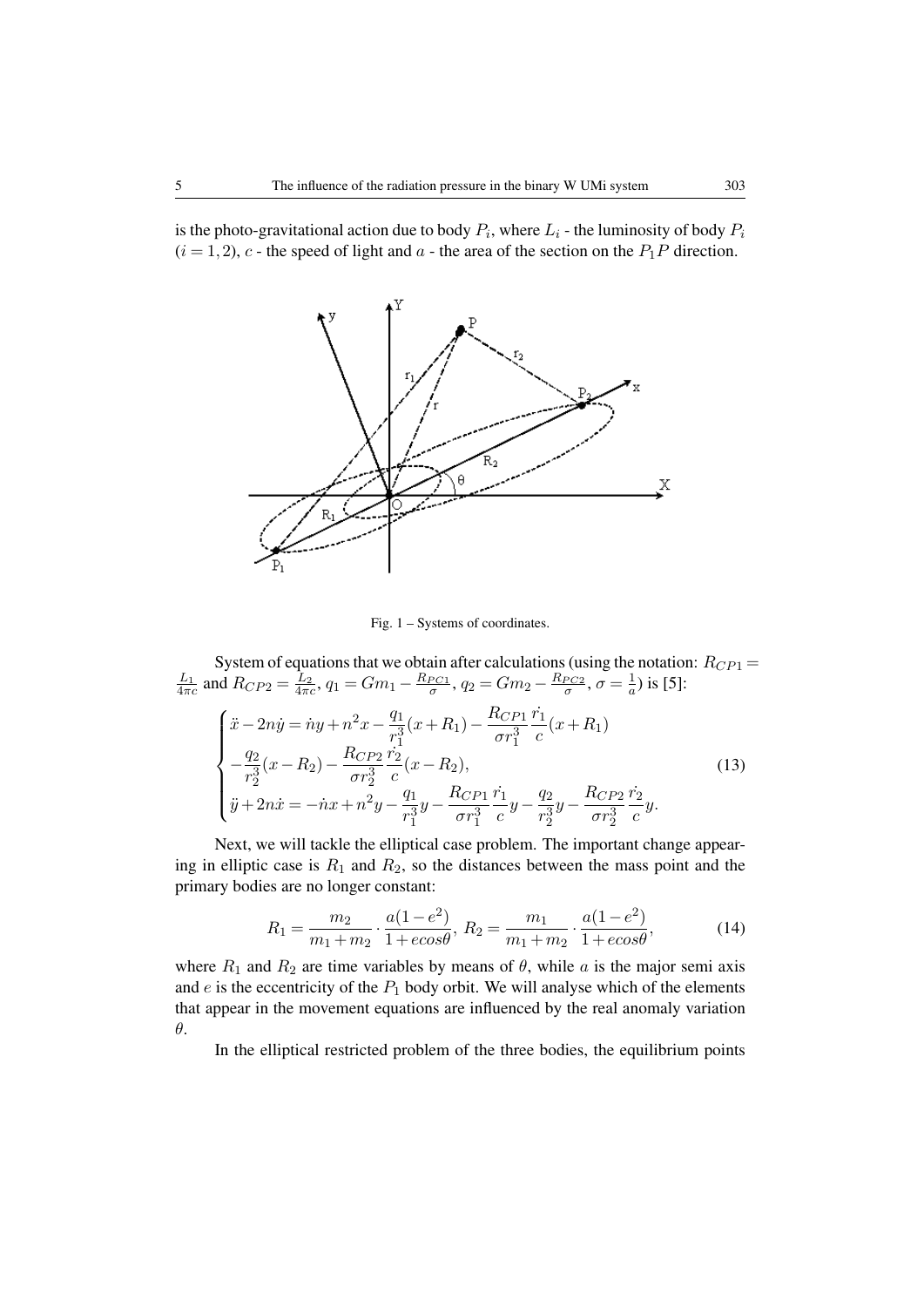is the photo-gravitational action due to body $P_i$, where $L_i$ - the luminosity of body $P_i$ $(i = 1,2)$, $c$ - the speed of light and $a$ - the area of the section on the $P_1P$ direction.

Fig. 1 – Systems of coordinates.

System of equations that we obtain after calculations (using the notation: $R_{CP1} = \frac{L_1}{4\pi c}$ and $R_{CP2} = \frac{L_2}{4\pi c}$, $q_1 = Gm_1 - \frac{R_{PC1}}{\sigma}$, $q_2 = Gm_2 - \frac{R_{PC2}}{\sigma}$, $\sigma = \frac{1}{a}$) is [5]:

$$
\begin{cases}
\ddot{x} - 2n\dot{y} = \dot{n}y + n^2x - \dfrac{q_1}{r_1^3}(x+R_1) - \dfrac{R_{CP1}}{\sigma r_1^3}\dfrac{\dot{r_1}}{c}(x+R_1) \\
-\dfrac{q_2}{r_2^3}(x-R_2) - \dfrac{R_{CP2}}{\sigma r_2^3}\dfrac{\dot{r_2}}{c}(x-R_2), \\
\ddot{y} + 2n\dot{x} = -\dot{n}x + n^2y - \dfrac{q_1}{r_1^3}y - \dfrac{R_{CP1}}{\sigma r_1^3}\dfrac{\dot{r_1}}{c}y - \dfrac{q_2}{r_2^3}y - \dfrac{R_{CP2}}{\sigma r_2^3}\dfrac{\dot{r_2}}{c}y.
\end{cases}
\tag{13}
$$

Next, we will tackle the elliptical case problem. The important change appearing in elliptic case is $R_1$ and $R_2$, so the distances between the mass point and the primary bodies are no longer constant:

$$
R_1 = \frac{m_2}{m_1+m_2} \cdot \frac{a(1-e^2)}{1+ecos\theta},\; R_2 = \frac{m_1}{m_1+m_2} \cdot \frac{a(1-e^2)}{1+ecos\theta},
\tag{14}
$$

where $R_1$ and $R_2$ are time variables by means of $\theta$, while $a$ is the major semi axis and $e$ is the eccentricity of the $P_1$ body orbit. We will analyse which of the elements that appear in the movement equations are influenced by the real anomaly variation $\theta$.

In the elliptical restricted problem of the three bodies, the equilibrium points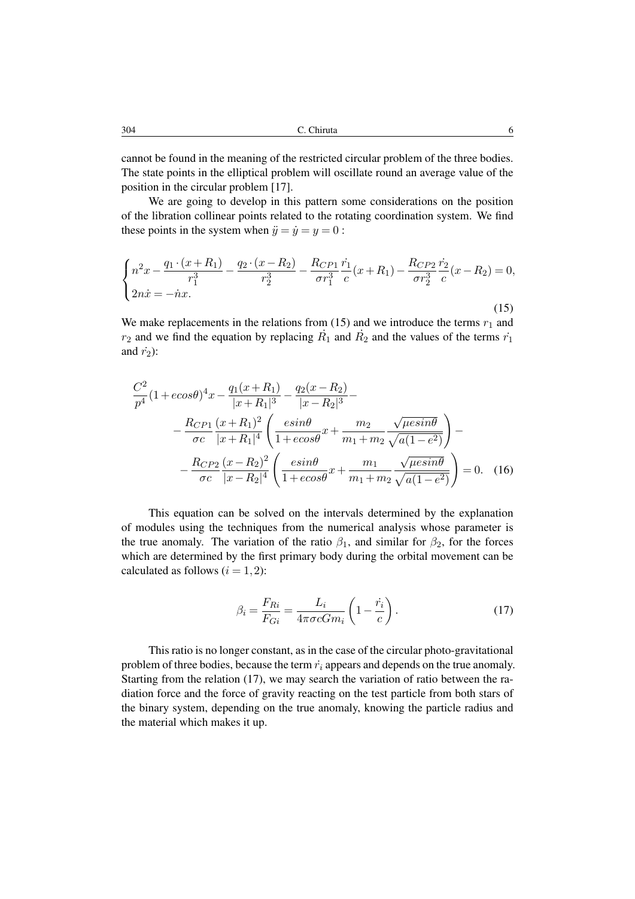cannot be found in the meaning of the restricted circular problem of the three bodies. The state points in the elliptical problem will oscillate round an average value of the position in the circular problem [17].

We are going to develop in this pattern some considerations on the position of the libration collinear points related to the rotating coordination system. We find these points in the system when $\ddot{y} = \dot{y} = y = 0$ :

$$\begin{cases} n^2 x - \dfrac{q_1 \cdot (x+R_1)}{r_1^3} - \dfrac{q_2 \cdot (x-R_2)}{r_2^3} - \dfrac{R_{CP1}}{\sigma r_1^3}\dfrac{\dot{r_1}}{c}(x+R_1) - \dfrac{R_{CP2}}{\sigma r_2^3}\dfrac{\dot{r_2}}{c}(x-R_2) = 0, \\ 2n\dot{x} = -\dot{n}x. \end{cases} \tag{15}$$

We make replacements in the relations from (15) and we introduce the terms $r_1$ and $r_2$ and we find the equation by replacing $\dot{R_1}$ and $\dot{R_2}$ and the values of the terms $\dot{r_1}$ and $\dot{r_2}$):

$$\begin{aligned} &\frac{C^2}{p^4}(1+e\cos\theta)^4 x - \frac{q_1(x+R_1)}{|x+R_1|^3} - \frac{q_2(x-R_2)}{|x-R_2|^3} - \\ &\quad - \frac{R_{CP1}}{\sigma c}\frac{(x+R_1)^2}{|x+R_1|^4}\left(\frac{e\sin\theta}{1+e\cos\theta}x + \frac{m_2}{m_1+m_2}\frac{\sqrt{\mu}e\sin\theta}{\sqrt{a(1-e^2)}}\right) - \\ &\quad - \frac{R_{CP2}}{\sigma c}\frac{(x-R_2)^2}{|x-R_2|^4}\left(\frac{e\sin\theta}{1+e\cos\theta}x + \frac{m_1}{m_1+m_2}\frac{\sqrt{\mu}e\sin\theta}{\sqrt{a(1-e^2)}}\right) = 0. \end{aligned} \tag{16}$$

This equation can be solved on the intervals determined by the explanation of modules using the techniques from the numerical analysis whose parameter is the true anomaly. The variation of the ratio $\beta_1$, and similar for $\beta_2$, for the forces which are determined by the first primary body during the orbital movement can be calculated as follows ($i = 1,2$):

$$\beta_i = \frac{F_{Ri}}{F_{Gi}} = \frac{L_i}{4\pi\sigma c G m_i}\left(1 - \frac{\dot{r_i}}{c}\right). \tag{17}$$

This ratio is no longer constant, as in the case of the circular photo-gravitational problem of three bodies, because the term $\dot{r_i}$ appears and depends on the true anomaly. Starting from the relation (17), we may search the variation of ratio between the radiation force and the force of gravity reacting on the test particle from both stars of the binary system, depending on the true anomaly, knowing the particle radius and the material which makes it up.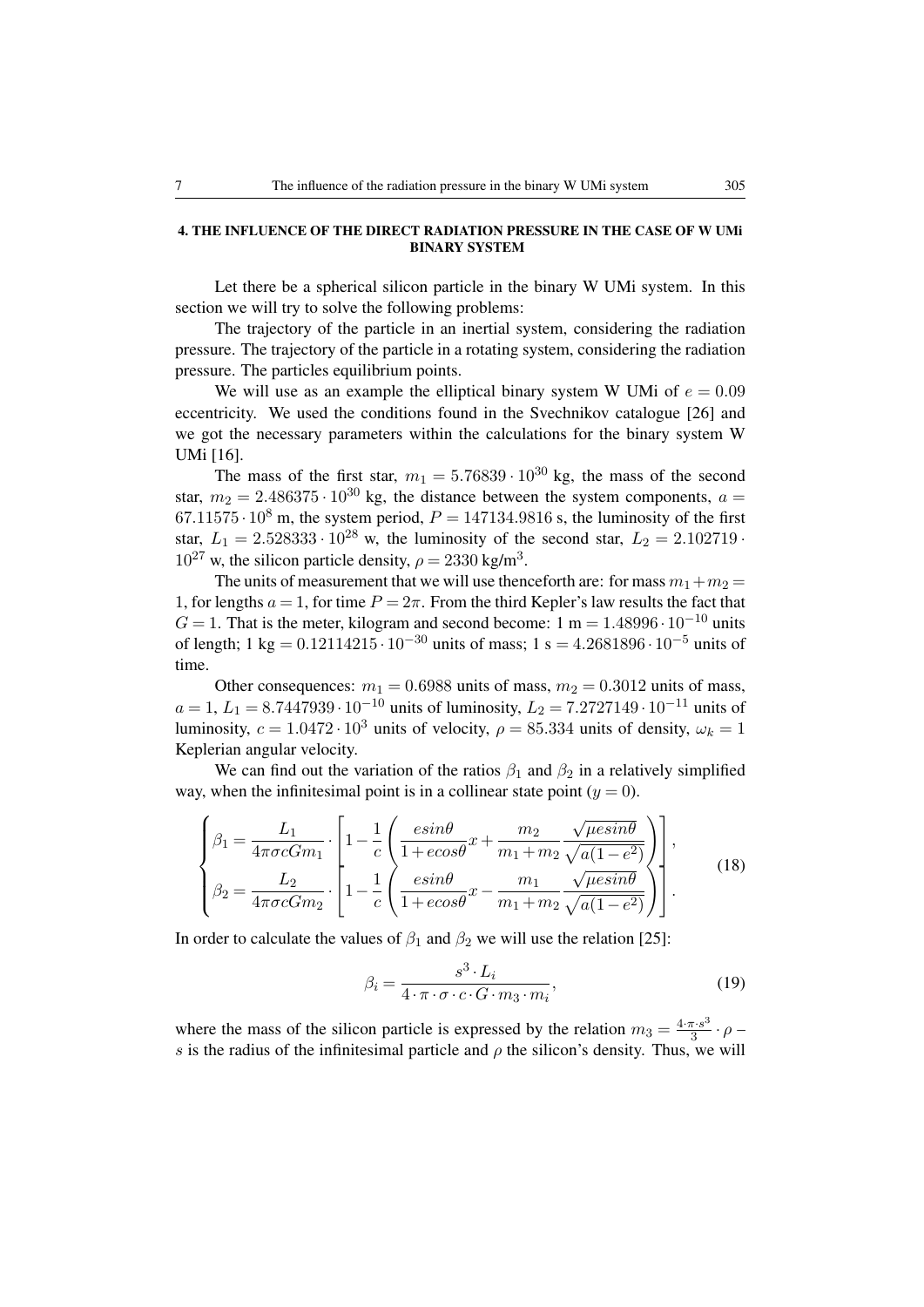## 4. THE INFLUENCE OF THE DIRECT RADIATION PRESSURE IN THE CASE OF W UMi BINARY SYSTEM

Let there be a spherical silicon particle in the binary W UMi system. In this section we will try to solve the following problems:

The trajectory of the particle in an inertial system, considering the radiation pressure. The trajectory of the particle in a rotating system, considering the radiation pressure. The particles equilibrium points.

We will use as an example the elliptical binary system W UMi of $e = 0.09$ eccentricity. We used the conditions found in the Svechnikov catalogue [26] and we got the necessary parameters within the calculations for the binary system W UMi [16].

The mass of the first star, $m_1 = 5.76839 \cdot 10^{30}$ kg, the mass of the second star, $m_2 = 2.486375 \cdot 10^{30}$ kg, the distance between the system components, $a = 67.11575 \cdot 10^8$ m, the system period, $P = 147134.9816$ s, the luminosity of the first star, $L_1 = 2.528333 \cdot 10^{28}$ w, the luminosity of the second star, $L_2 = 2.102719 \cdot 10^{27}$ w, the silicon particle density, $\rho = 2330$ kg/m$^3$.

The units of measurement that we will use thenceforth are: for mass $m_1 + m_2 = 1$, for lengths $a = 1$, for time $P = 2\pi$. From the third Kepler's law results the fact that $G = 1$. That is the meter, kilogram and second become: 1 m $= 1.48996 \cdot 10^{-10}$ units of length; 1 kg $= 0.12114215 \cdot 10^{-30}$ units of mass; 1 s $= 4.2681896 \cdot 10^{-5}$ units of time.

Other consequences: $m_1 = 0.6988$ units of mass, $m_2 = 0.3012$ units of mass, $a = 1$, $L_1 = 8.7447939 \cdot 10^{-10}$ units of luminosity, $L_2 = 7.2727149 \cdot 10^{-11}$ units of luminosity, $c = 1.0472 \cdot 10^3$ units of velocity, $\rho = 85.334$ units of density, $\omega_k = 1$ Keplerian angular velocity.

We can find out the variation of the ratios $\beta_1$ and $\beta_2$ in a relatively simplified way, when the infinitesimal point is in a collinear state point ($y = 0$).

$$
\begin{cases}
\beta_1 = \dfrac{L_1}{4\pi\sigma c G m_1} \cdot \left[ 1 - \dfrac{1}{c} \left( \dfrac{e \sin\theta}{1 + e\cos\theta} x + \dfrac{m_2}{m_1 + m_2} \dfrac{\sqrt{\mu} e \sin\theta}{\sqrt{a(1-e^2)}} \right) \right], \\[2ex]
\beta_2 = \dfrac{L_2}{4\pi\sigma c G m_2} \cdot \left[ 1 - \dfrac{1}{c} \left( \dfrac{e \sin\theta}{1 + e\cos\theta} x - \dfrac{m_1}{m_1 + m_2} \dfrac{\sqrt{\mu} e \sin\theta}{\sqrt{a(1-e^2)}} \right) \right].
\end{cases}
\tag{18}
$$

In order to calculate the values of $\beta_1$ and $\beta_2$ we will use the relation [25]:

$$
\beta_i = \frac{s^3 \cdot L_i}{4 \cdot \pi \cdot \sigma \cdot c \cdot G \cdot m_3 \cdot m_i},
\tag{19}
$$

where the mass of the silicon particle is expressed by the relation $m_3 = \frac{4 \cdot \pi \cdot s^3}{3} \cdot \rho$ – $s$ is the radius of the infinitesimal particle and $\rho$ the silicon's density. Thus, we will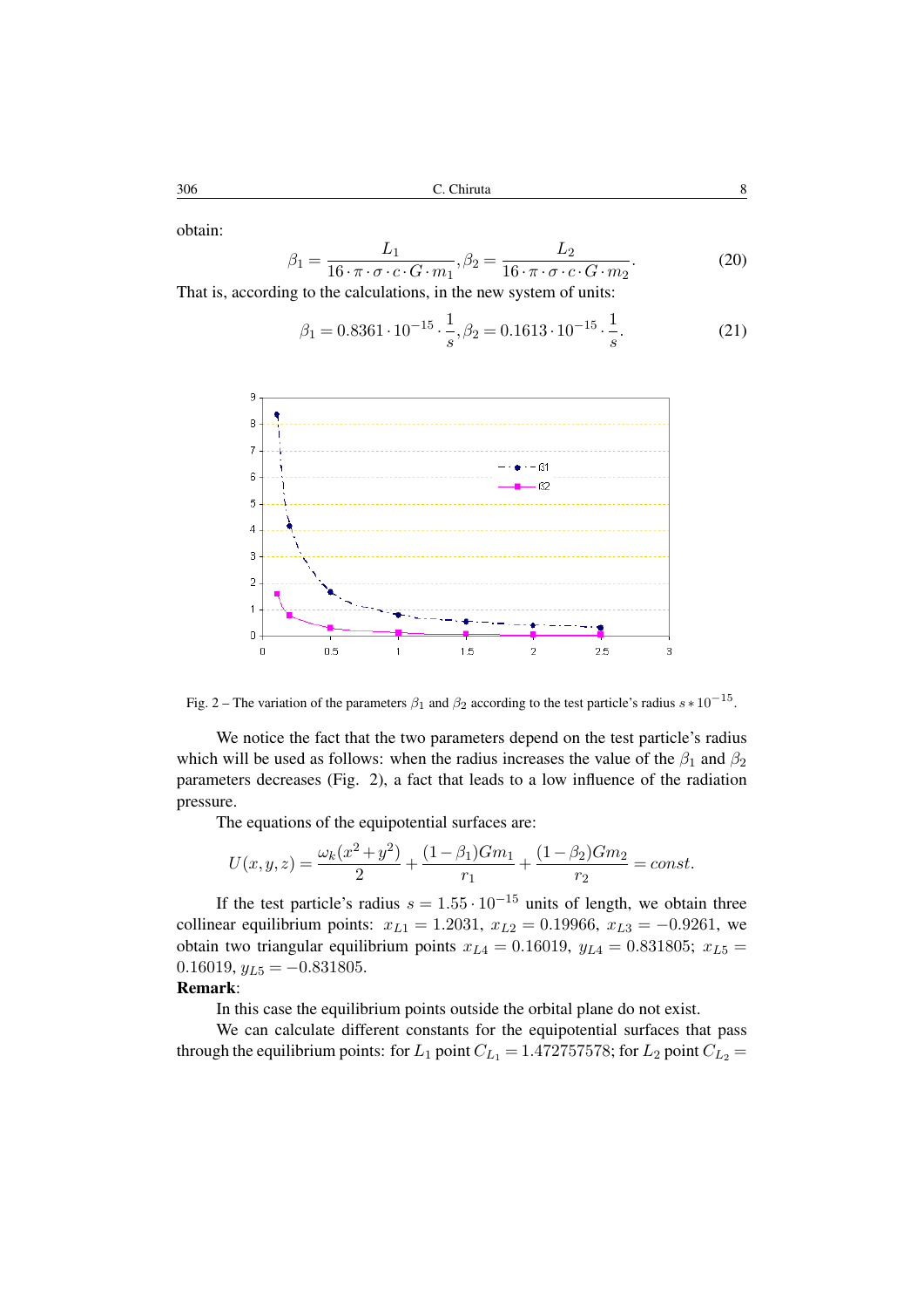obtain:

$$\beta_1 = \frac{L_1}{16 \cdot \pi \cdot \sigma \cdot c \cdot G \cdot m_1}, \beta_2 = \frac{L_2}{16 \cdot \pi \cdot \sigma \cdot c \cdot G \cdot m_2}. \tag{20}$$

That is, according to the calculations, in the new system of units:

$$\beta_1 = 0.8361 \cdot 10^{-15} \cdot \frac{1}{s}, \beta_2 = 0.1613 \cdot 10^{-15} \cdot \frac{1}{s}. \tag{21}$$

Fig. 2 – The variation of the parameters $\beta_1$ and $\beta_2$ according to the test particle's radius $s * 10^{-15}$.

We notice the fact that the two parameters depend on the test particle's radius which will be used as follows: when the radius increases the value of the $\beta_1$ and $\beta_2$ parameters decreases (Fig. 2), a fact that leads to a low influence of the radiation pressure.

The equations of the equipotential surfaces are:

$$U(x,y,z) = \frac{\omega_k(x^2+y^2)}{2} + \frac{(1-\beta_1)Gm_1}{r_1} + \frac{(1-\beta_2)Gm_2}{r_2} = const.$$

If the test particle's radius $s = 1.55 \cdot 10^{-15}$ units of length, we obtain three collinear equilibrium points: $x_{L1} = 1.2031$, $x_{L2} = 0.19966$, $x_{L3} = -0.9261$, we obtain two triangular equilibrium points $x_{L4} = 0.16019$, $y_{L4} = 0.831805$; $x_{L5} = 0.16019$, $y_{L5} = -0.831805$.

**Remark**:

In this case the equilibrium points outside the orbital plane do not exist.

We can calculate different constants for the equipotential surfaces that pass through the equilibrium points: for $L_1$ point $C_{L_1} = 1.472757578$; for $L_2$ point $C_{L_2} =$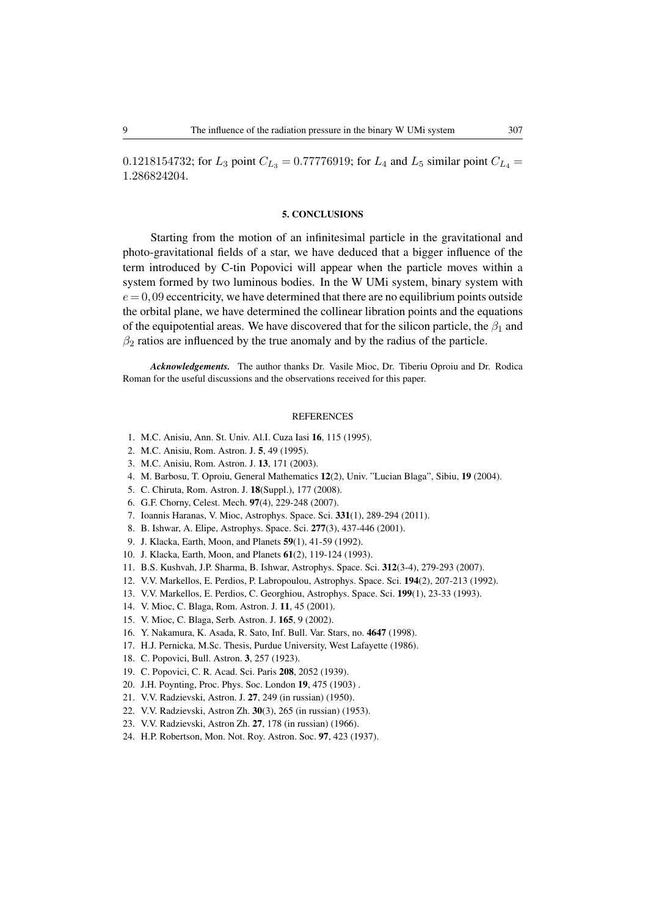0.1218154732; for $L_3$ point $C_{L_3} = 0.77776919$; for $L_4$ and $L_5$ similar point $C_{L_4} = 1.286824204$.

## 5. CONCLUSIONS

Starting from the motion of an infinitesimal particle in the gravitational and photo-gravitational fields of a star, we have deduced that a bigger influence of the term introduced by C-tin Popovici will appear when the particle moves within a system formed by two luminous bodies. In the W UMi system, binary system with $e = 0,09$ eccentricity, we have determined that there are no equilibrium points outside the orbital plane, we have determined the collinear libration points and the equations of the equipotential areas. We have discovered that for the silicon particle, the $\beta_1$ and $\beta_2$ ratios are influenced by the true anomaly and by the radius of the particle.

***Acknowledgements.*** The author thanks Dr. Vasile Mioc, Dr. Tiberiu Oproiu and Dr. Rodica Roman for the useful discussions and the observations received for this paper.

## REFERENCES

1. M.C. Anisiu, Ann. St. Univ. Al.I. Cuza Iasi **16**, 115 (1995).
2. M.C. Anisiu, Rom. Astron. J. **5**, 49 (1995).
3. M.C. Anisiu, Rom. Astron. J. **13**, 171 (2003).
4. M. Barbosu, T. Oproiu, General Mathematics **12**(2), Univ. "Lucian Blaga", Sibiu, **19** (2004).
5. C. Chiruta, Rom. Astron. J. **18**(Suppl.), 177 (2008).
6. G.F. Chorny, Celest. Mech. **97**(4), 229-248 (2007).
7. Ioannis Haranas, V. Mioc, Astrophys. Space. Sci. **331**(1), 289-294 (2011).
8. B. Ishwar, A. Elipe, Astrophys. Space. Sci. **277**(3), 437-446 (2001).
9. J. Klacka, Earth, Moon, and Planets **59**(1), 41-59 (1992).
10. J. Klacka, Earth, Moon, and Planets **61**(2), 119-124 (1993).
11. B.S. Kushvah, J.P. Sharma, B. Ishwar, Astrophys. Space. Sci. **312**(3-4), 279-293 (2007).
12. V.V. Markellos, E. Perdios, P. Labropoulou, Astrophys. Space. Sci. **194**(2), 207-213 (1992).
13. V.V. Markellos, E. Perdios, C. Georghiou, Astrophys. Space. Sci. **199**(1), 23-33 (1993).
14. V. Mioc, C. Blaga, Rom. Astron. J. **11**, 45 (2001).
15. V. Mioc, C. Blaga, Serb. Astron. J. **165**, 9 (2002).
16. Y. Nakamura, K. Asada, R. Sato, Inf. Bull. Var. Stars, no. **4647** (1998).
17. H.J. Pernicka, M.Sc. Thesis, Purdue University, West Lafayette (1986).
18. C. Popovici, Bull. Astron. **3**, 257 (1923).
19. C. Popovici, C. R. Acad. Sci. Paris **208**, 2052 (1939).
20. J.H. Poynting, Proc. Phys. Soc. London **19**, 475 (1903) .
21. V.V. Radzievski, Astron. J. **27**, 249 (in russian) (1950).
22. V.V. Radzievski, Astron Zh. **30**(3), 265 (in russian) (1953).
23. V.V. Radzievski, Astron Zh. **27**, 178 (in russian) (1966).
24. H.P. Robertson, Mon. Not. Roy. Astron. Soc. **97**, 423 (1937).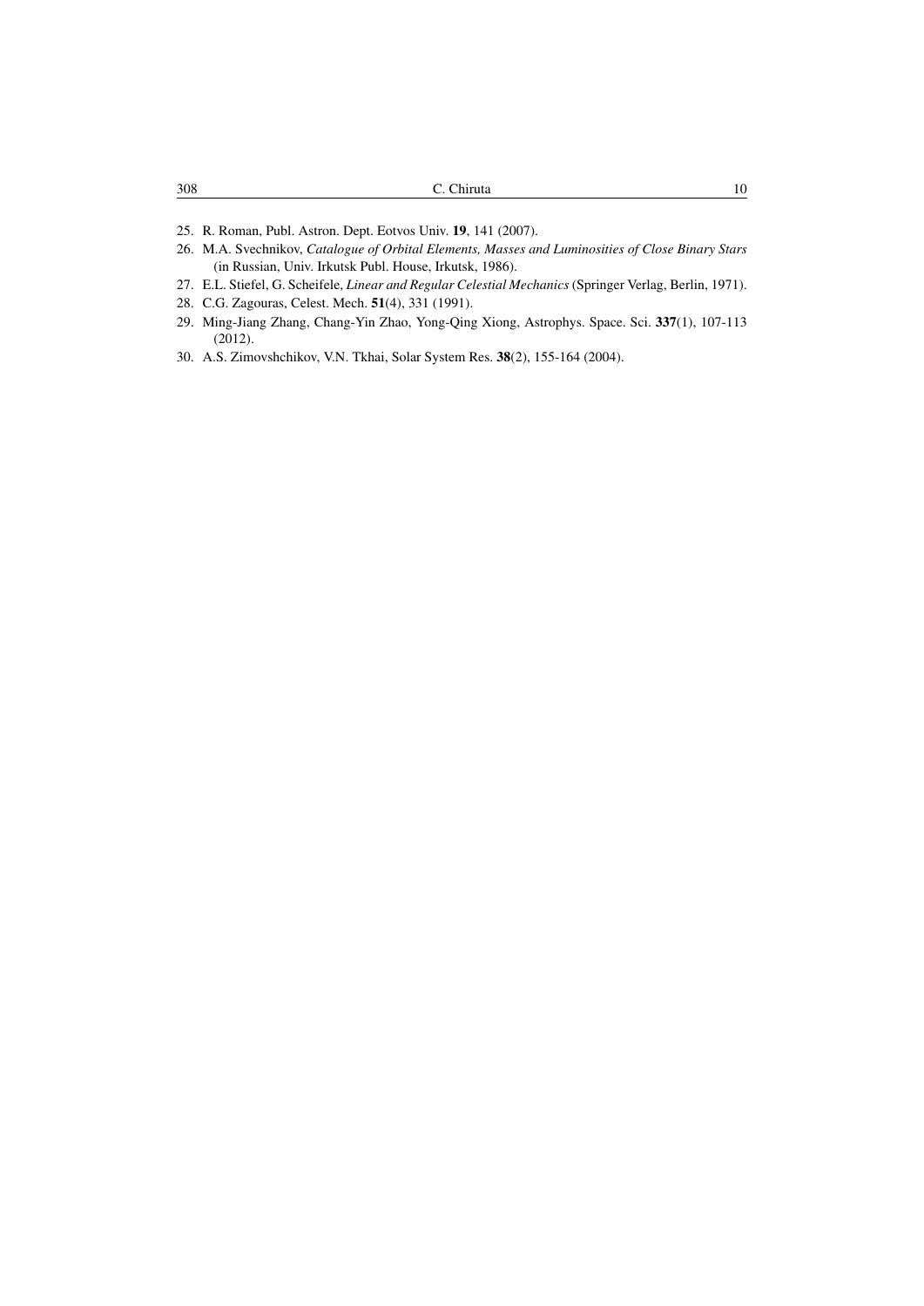25. R. Roman, Publ. Astron. Dept. Eotvos Univ. **19**, 141 (2007).
26. M.A. Svechnikov, *Catalogue of Orbital Elements, Masses and Luminosities of Close Binary Stars* (in Russian, Univ. Irkutsk Publ. House, Irkutsk, 1986).
27. E.L. Stiefel, G. Scheifele, *Linear and Regular Celestial Mechanics* (Springer Verlag, Berlin, 1971).
28. C.G. Zagouras, Celest. Mech. **51**(4), 331 (1991).
29. Ming-Jiang Zhang, Chang-Yin Zhao, Yong-Qing Xiong, Astrophys. Space. Sci. **337**(1), 107-113 (2012).
30. A.S. Zimovshchikov, V.N. Tkhai, Solar System Res. **38**(2), 155-164 (2004).